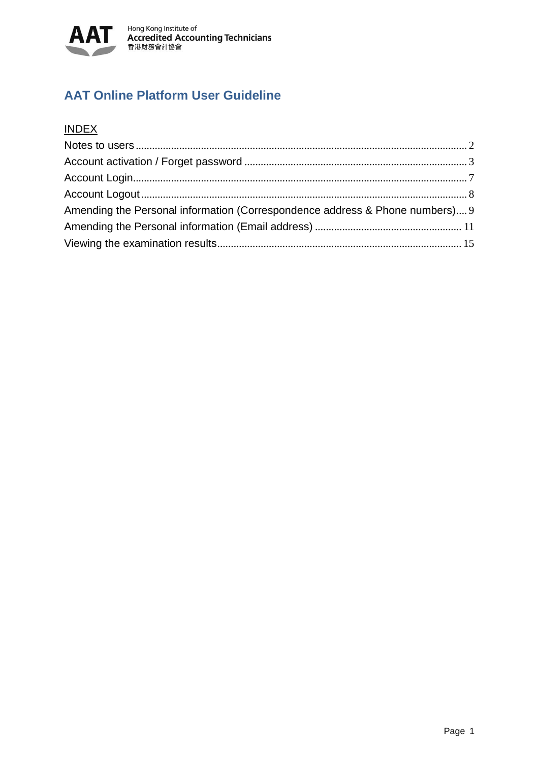Hong Kong Institute of
Accredited Accounting Technicians
香港財務會計協會

# AAT Online Platform User Guideline

INDEX

- Notes to users ..... 2
- Account activation / Forget password ..... 3
- Account Login ..... 7
- Account Logout ..... 8
- Amending the Personal information (Correspondence address & Phone numbers) ..... 9
- Amending the Personal information (Email address) ..... 11
- Viewing the examination results ..... 15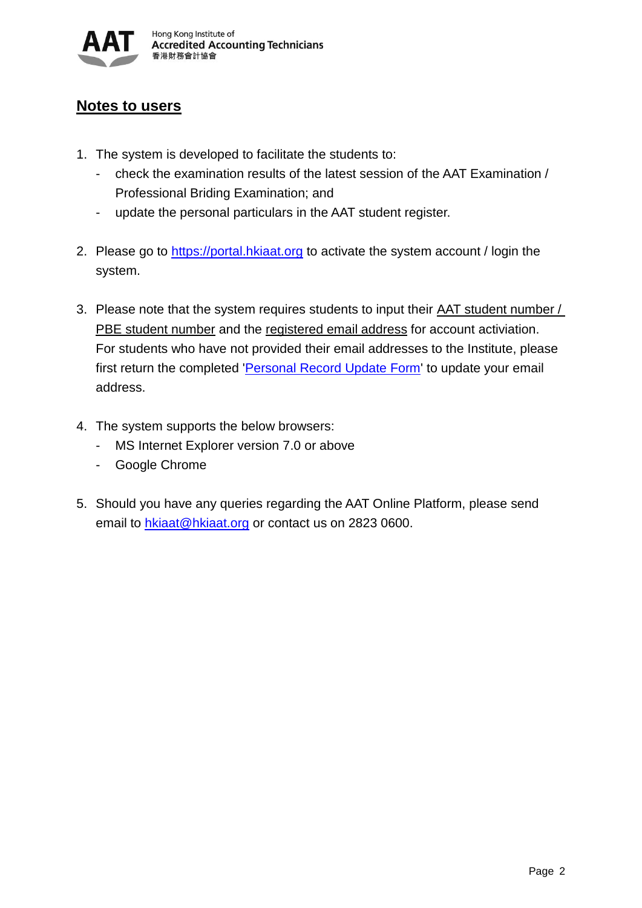## Notes to users

1. The system is developed to facilitate the students to:
   - check the examination results of the latest session of the AAT Examination / Professional Briding Examination; and
   - update the personal particulars in the AAT student register.

2. Please go to [https://portal.hkiaat.org](https://portal.hkiaat.org) to activate the system account / login the system.

3. Please note that the system requires students to input their AAT student number / PBE student number and the registered email address for account activation. For students who have not provided their email addresses to the Institute, please first return the completed 'Personal Record Update Form' to update your email address.

4. The system supports the below browsers:
   - MS Internet Explorer version 7.0 or above
   - Google Chrome

5. Should you have any queries regarding the AAT Online Platform, please send email to hkiaat@hkiaat.org or contact us on 2823 0600.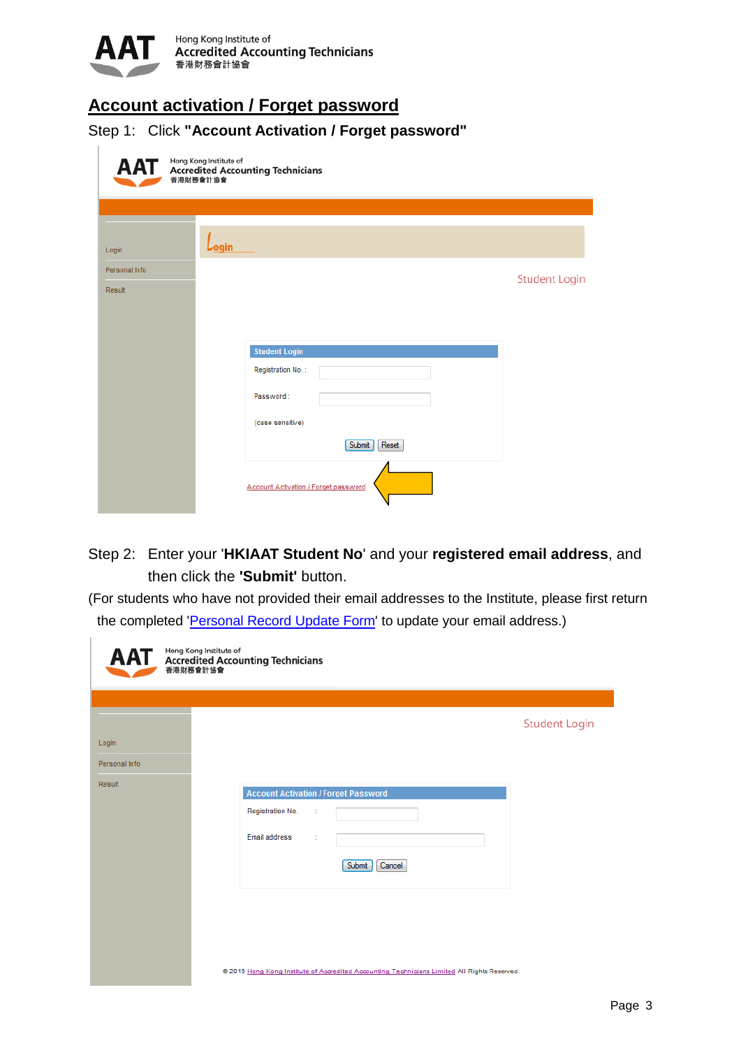## Account activation / Forget password

Step 1: Click **"Account Activation / Forget password"**

Step 2: Enter your '**HKIAAT Student No**' and your **registered email address**, and then click the **'Submit'** button.

(For students who have not provided their email addresses to the Institute, please first return the completed 'Personal Record Update Form' to update your email address.)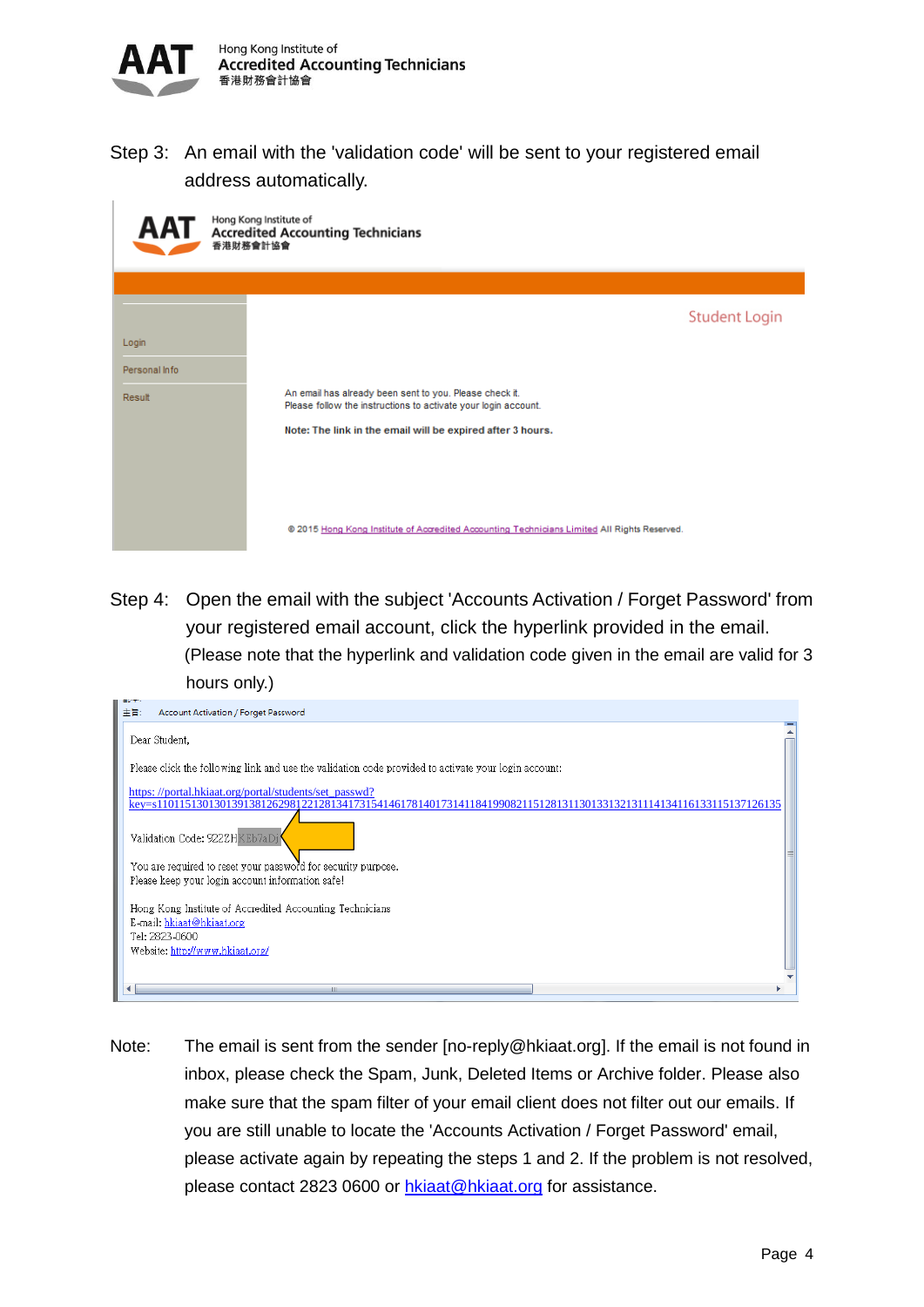Step 3: An email with the 'validation code' will be sent to your registered email address automatically.

Student Login

Login
Personal Info
Result

An email has already been sent to you. Please check it.
Please follow the instructions to activate your login account.

**Note: The link in the email will be expired after 3 hours.**

© 2015 Hong Kong Institute of Accredited Accounting Technicians Limited All Rights Reserved.

Step 4: Open the email with the subject 'Accounts Activation / Forget Password' from your registered email account, click the hyperlink provided in the email. (Please note that the hyperlink and validation code given in the email are valid for 3 hours only.)

主旨: Account Activation / Forget Password

Dear Student,

Please click the following link and use the validation code provided to activate your login account:

https: //portal.hkiaat.org/portal/students/set_passwd?key=s1101151301301391381262981221281341731541461781401731411841990821151281311301331321311141341161331151371261 35

Validation Code: 922ZHKEb7aDj

You are required to reset your password for security purpose.
Please keep your login account information safe!

Hong Kong Institute of Accredited Accounting Technicians
E-mail: hkiaat@hkiaat.org
Tel: 2823-0600
Website: http://www.hkiaat.org/

Note: The email is sent from the sender [no-reply@hkiaat.org]. If the email is not found in inbox, please check the Spam, Junk, Deleted Items or Archive folder. Please also make sure that the spam filter of your email client does not filter out our emails. If you are still unable to locate the 'Accounts Activation / Forget Password' email, please activate again by repeating the steps 1 and 2. If the problem is not resolved, please contact 2823 0600 or hkiaat@hkiaat.org for assistance.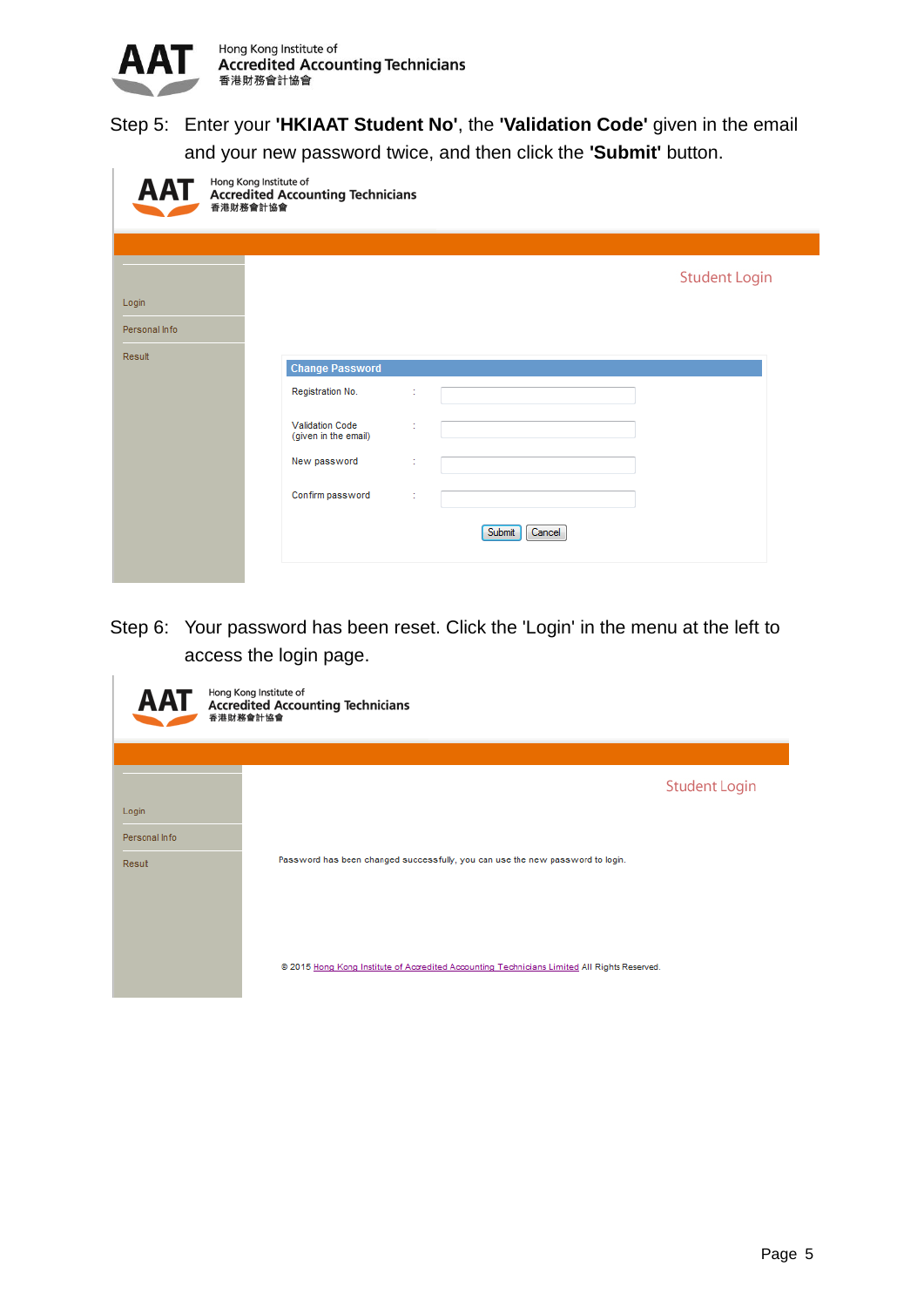Step 5: Enter your **'HKIAAT Student No'**, the **'Validation Code'** given in the email and your new password twice, and then click the **'Submit'** button.

Hong Kong Institute of
Accredited Accounting Technicians
香港財務會計協會

Student Login

- Login
- Personal Info
- Result

**Change Password**

| | | |
|---|---|---|
| Registration No. | : | |
| Validation Code (given in the email) | : | |
| New password | : | |
| Confirm password | : | |

Submit Cancel

Step 6: Your password has been reset. Click the 'Login' in the menu at the left to access the login page.

Hong Kong Institute of
Accredited Accounting Technicians
香港財務會計協會

Student Login

- Login
- Personal Info
- Result

Password has been changed successfully, you can use the new password to login.

© 2015 Hong Kong Institute of Accredited Accounting Technicians Limited All Rights Reserved.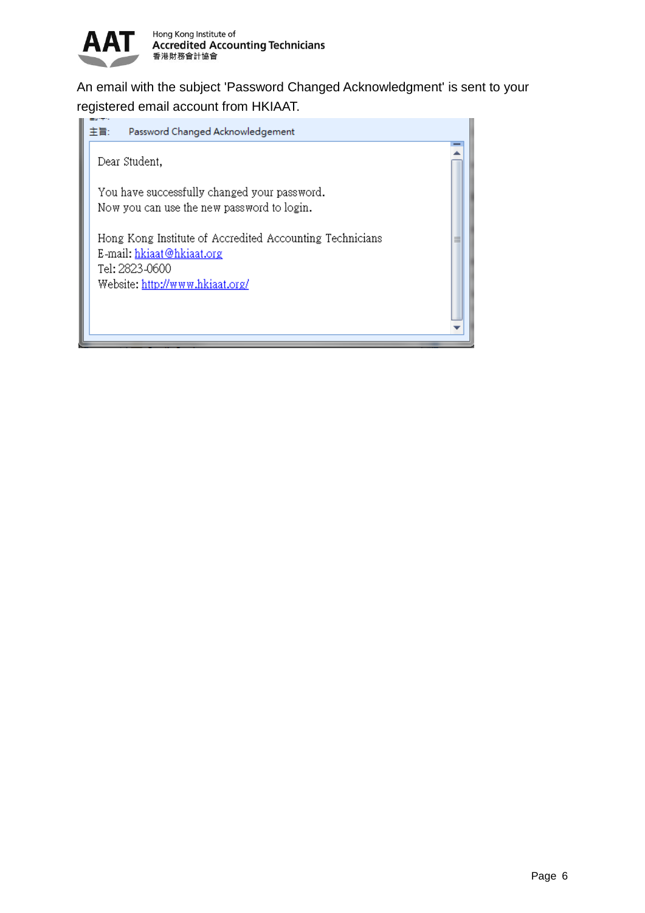An email with the subject 'Password Changed Acknowledgment' is sent to your registered email account from HKIAAT.

主旨: Password Changed Acknowledgement

Dear Student,

You have successfully changed your password.
Now you can use the new password to login.

Hong Kong Institute of Accredited Accounting Technicians
E-mail: hkiaat@hkiaat.org
Tel: 2823-0600
Website: http://www.hkiaat.org/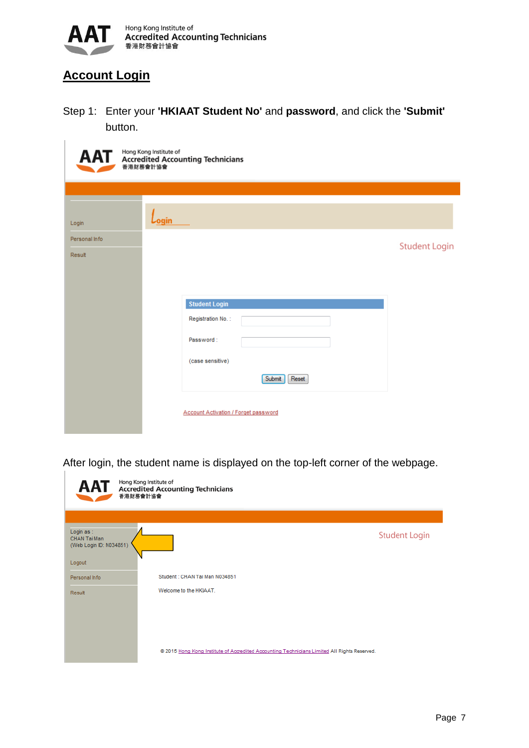## Account Login

Step 1: Enter your **'HKIAAT Student No'** and **password**, and click the **'Submit'** button.

After login, the student name is displayed on the top-left corner of the webpage.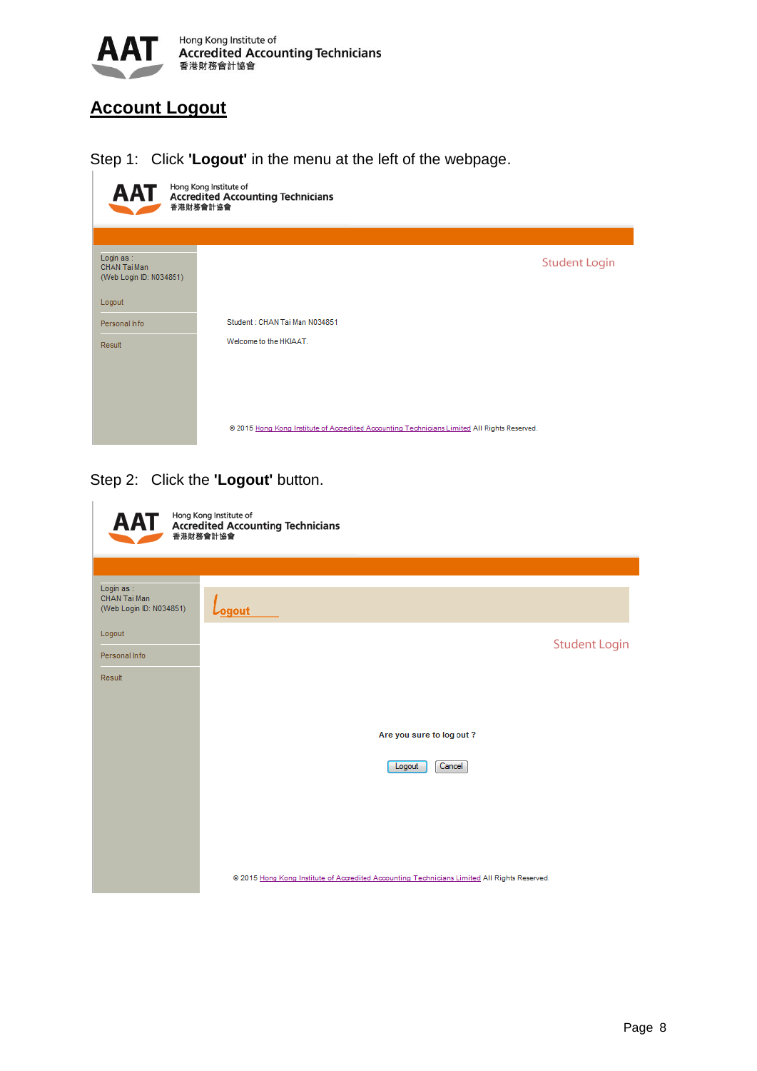## Account Logout

Step 1: Click **'Logout'** in the menu at the left of the webpage.

AAT Hong Kong Institute of Accredited Accounting Technicians 香港財務會計協會

Login as :
CHAN Tai Man
(Web Login ID: N034851)

Logout

Personal Info

Result

Student Login

Student : CHAN Tai Man N034851

Welcome to the HKIAAT.

© 2015 Hong Kong Institute of Accredited Accounting Technicians Limited All Rights Reserved.

Step 2: Click the **'Logout'** button.

AAT Hong Kong Institute of Accredited Accounting Technicians 香港財務會計協會

Login as :
CHAN Tai Man
(Web Login ID: N034851)

Logout

Personal Info

Result

Logout

Student Login

Are you sure to log out ?

Logout Cancel

© 2015 Hong Kong Institute of Accredited Accounting Technicians Limited All Rights Reserved.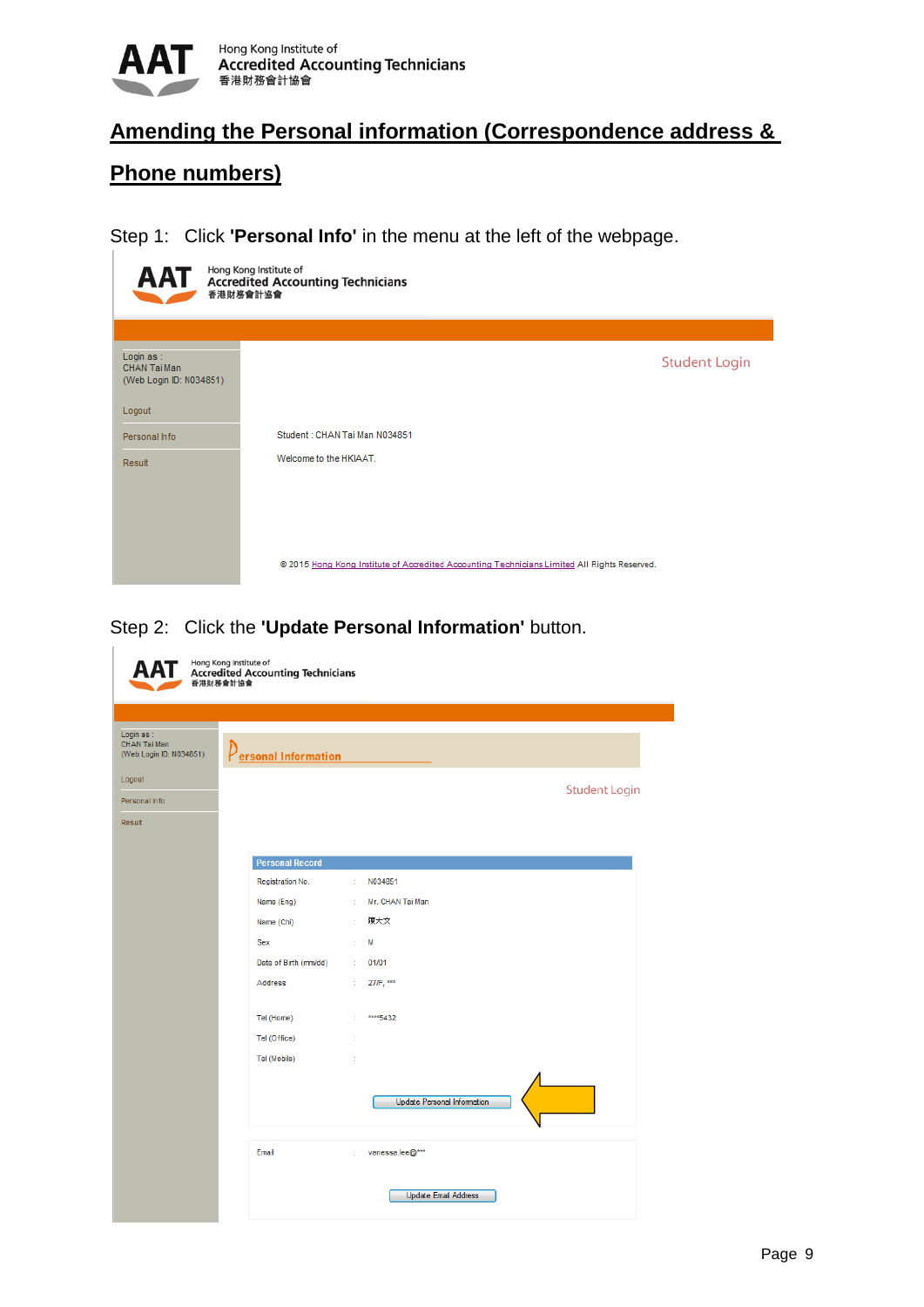# Amending the Personal information (Correspondence address & Phone numbers)

Step 1: Click **'Personal Info'** in the menu at the left of the webpage.

Step 2: Click the **'Update Personal Information'** button.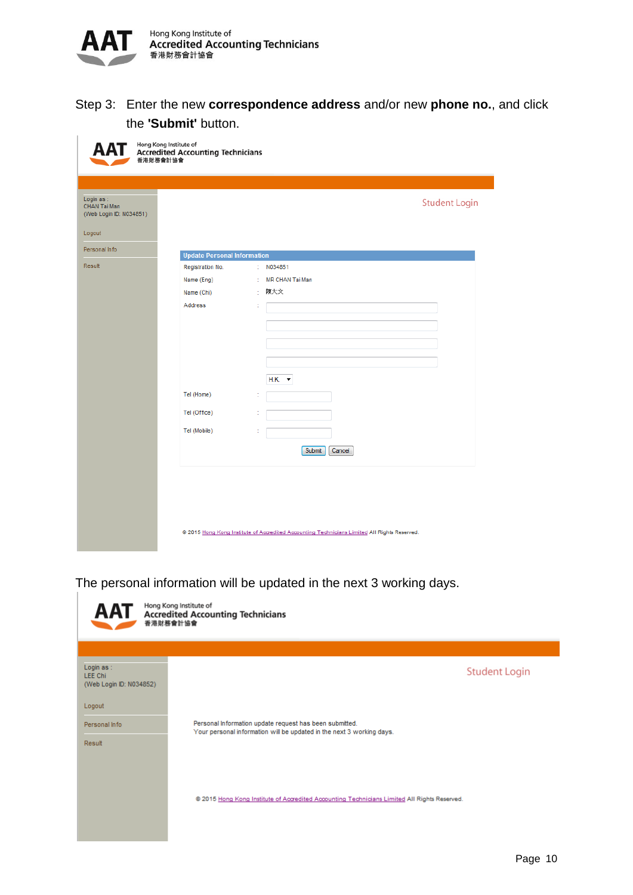Step 3: Enter the new **correspondence address** and/or new **phone no.**, and click the **'Submit'** button.

AAT Hong Kong Institute of Accredited Accounting Technicians 香港財務會計協會

Login as :
CHAN Tai Man
(Web Login ID: N034851)

Logout

Personal Info

Result

Student Login

**Update Personal Information**

| | | |
|---|---|---|
| Registration No. | : | N034851 |
| Name (Eng) | : | MR CHAN Tai Man |
| Name (Chi) | : | 陳大文 |
| Address | : | |
| | | H.K. |
| Tel (Home) | : | |
| Tel (Office) | : | |
| Tel (Mobile) | : | |

Submit Cancel

© 2015 Hong Kong Institute of Accredited Accounting Technicians Limited All Rights Reserved.

The personal information will be updated in the next 3 working days.

AAT Hong Kong Institute of Accredited Accounting Technicians 香港財務會計協會

Login as :
LEE Chi
(Web Login ID: N034852)

Logout

Personal Info

Result

Student Login

Personal Information update request has been submitted.
Your personal information will be updated in the next 3 working days.

© 2015 Hong Kong Institute of Accredited Accounting Technicians Limited All Rights Reserved.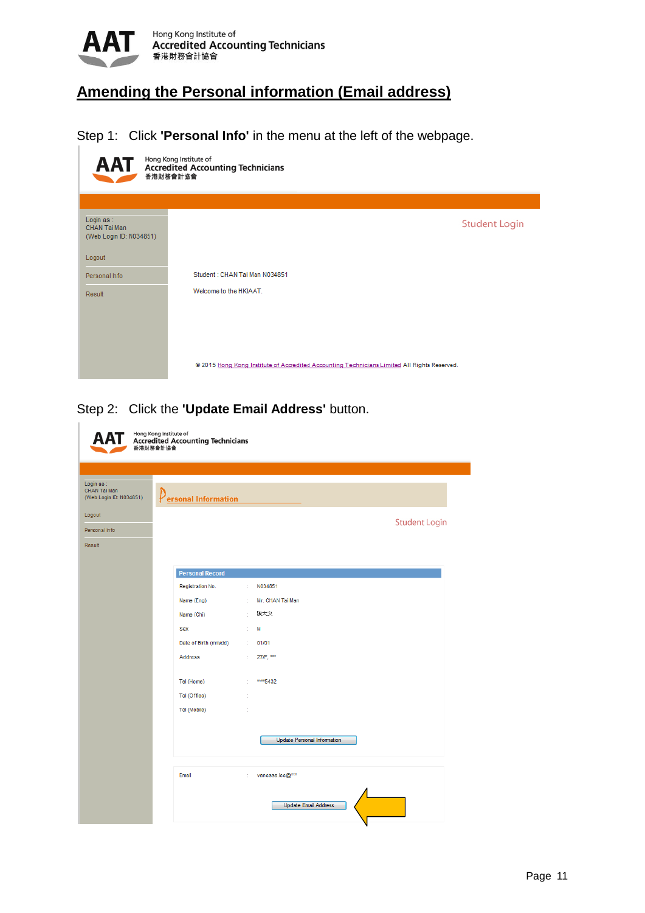# Amending the Personal information (Email address)

Step 1: Click **'Personal Info'** in the menu at the left of the webpage.

Login as :
CHAN Tai Man
(Web Login ID: N034851)

Logout

Personal Info

Result

Student Login

Student : CHAN Tai Man N034851

Welcome to the HKIAAT.

© 2015 Hong Kong Institute of Accredited Accounting Technicians Limited All Rights Reserved.

Step 2: Click the **'Update Email Address'** button.

Login as :
CHAN Tai Man
(Web Login ID: N034851)

Logout

Personal Info

Result

Personal Information

Student Login

**Personal Record**

| | | |
|---|---|---|
| Registration No. | : | N034851 |
| Name (Eng) | : | Mr. CHAN Tai Man |
| Name (Chi) | : | 陳大文 |
| Sex | : | M |
| Date of Birth (mm/dd) | : | 01/01 |
| Address | : | 27/F, *** |
| Tel (Home) | : | ****5432 |
| Tel (Office) | : | |
| Tel (Mobile) | : | |

Update Personal Information

| | | |
|---|---|---|
| Email | : | vanessa.lee@*** |

Update Email Address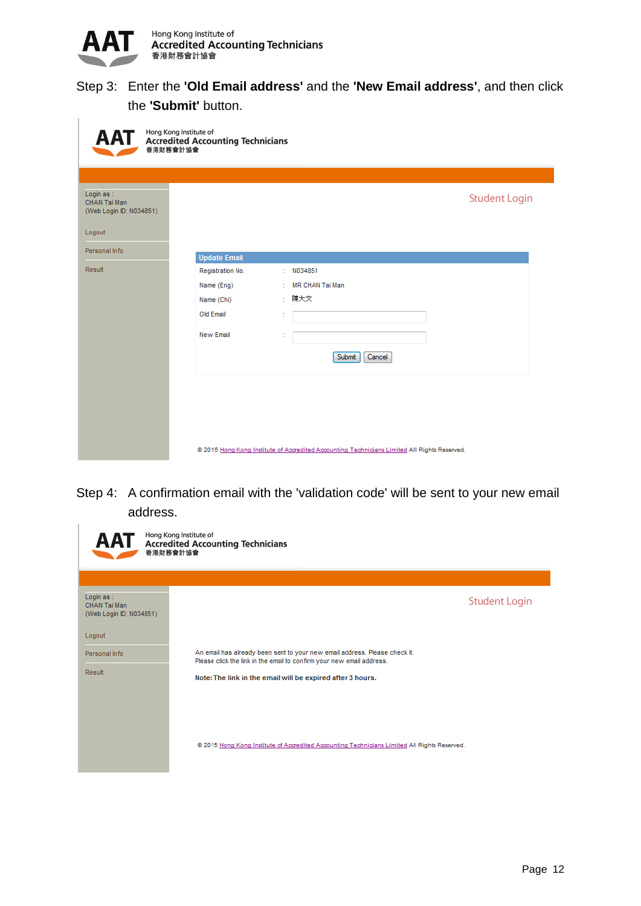Step 3: Enter the **'Old Email address'** and the **'New Email address'**, and then click the **'Submit'** button.

AAT Hong Kong Institute of Accredited Accounting Technicians 香港財務會計協會

Login as :
CHAN Tai Man
(Web Login ID: N034851)

Logout

Personal Info

Result

Student Login

**Update Email**

| | | |
|---|---|---|
| Registration No. | : | N034851 |
| Name (Eng) | : | MR CHAN Tai Man |
| Name (Chi) | : | 陳大文 |
| Old Email | : | |
| New Email | : | |

Submit Cancel

© 2015 Hong Kong Institute of Accredited Accounting Technicians Limited All Rights Reserved.

Step 4: A confirmation email with the 'validation code' will be sent to your new email address.

AAT Hong Kong Institute of Accredited Accounting Technicians 香港財務會計協會

Login as :
CHAN Tai Man
(Web Login ID: N034851)

Logout

Personal Info

Result

Student Login

An email has already been sent to your new email address. Please check it.
Please click the link in the email to confirm your new email address.

**Note: The link in the email will be expired after 3 hours.**

© 2015 Hong Kong Institute of Accredited Accounting Technicians Limited All Rights Reserved.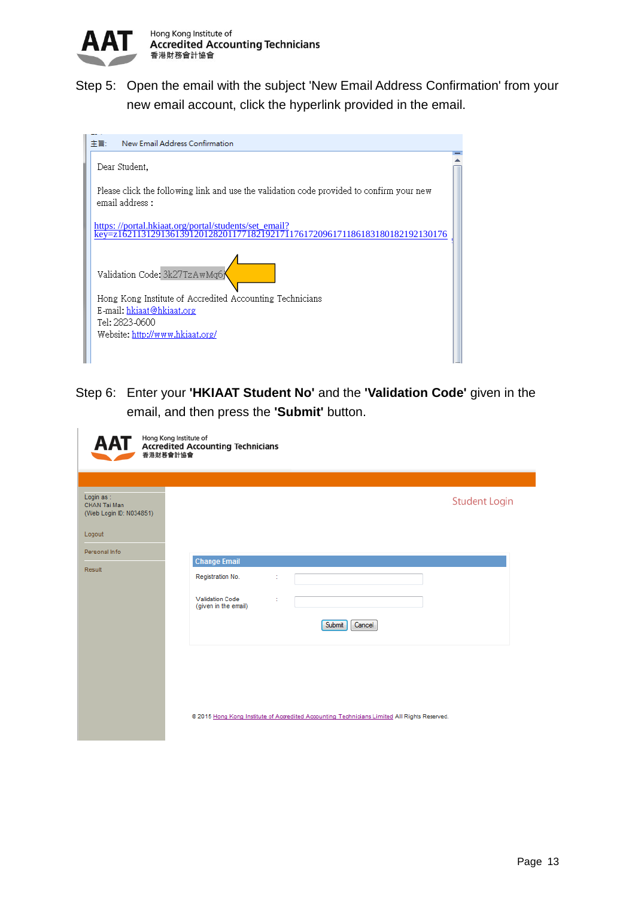Step 5: Open the email with the subject 'New Email Address Confirmation' from your new email account, click the hyperlink provided in the email.

主旨: New Email Address Confirmation

Dear Student,

Please click the following link and use the validation code provided to confirm your new email address :

https: //portal.hkiaat.org/portal/students/set_email?key=z16211312913613912012820117718219217117617209617118618318018219213017​6

Validation Code: 3k27TzAwMq6

Hong Kong Institute of Accredited Accounting Technicians
E-mail: hkiaat@hkiaat.org
Tel: 2823-0600
Website: http://www.hkiaat.org/

Step 6: Enter your **'HKIAAT Student No'** and the **'Validation Code'** given in the email, and then press the **'Submit'** button.

Hong Kong Institute of Accredited Accounting Technicians 香港財務會計協會

Login as : CHAN Tai Man (Web Login ID: N034851)

Logout

Personal Info

Result

Student Login

**Change Email**

Registration No. :

Validation Code (given in the email) :

Submit Cancel

© 2015 Hong Kong Institute of Accredited Accounting Technicians Limited All Rights Reserved.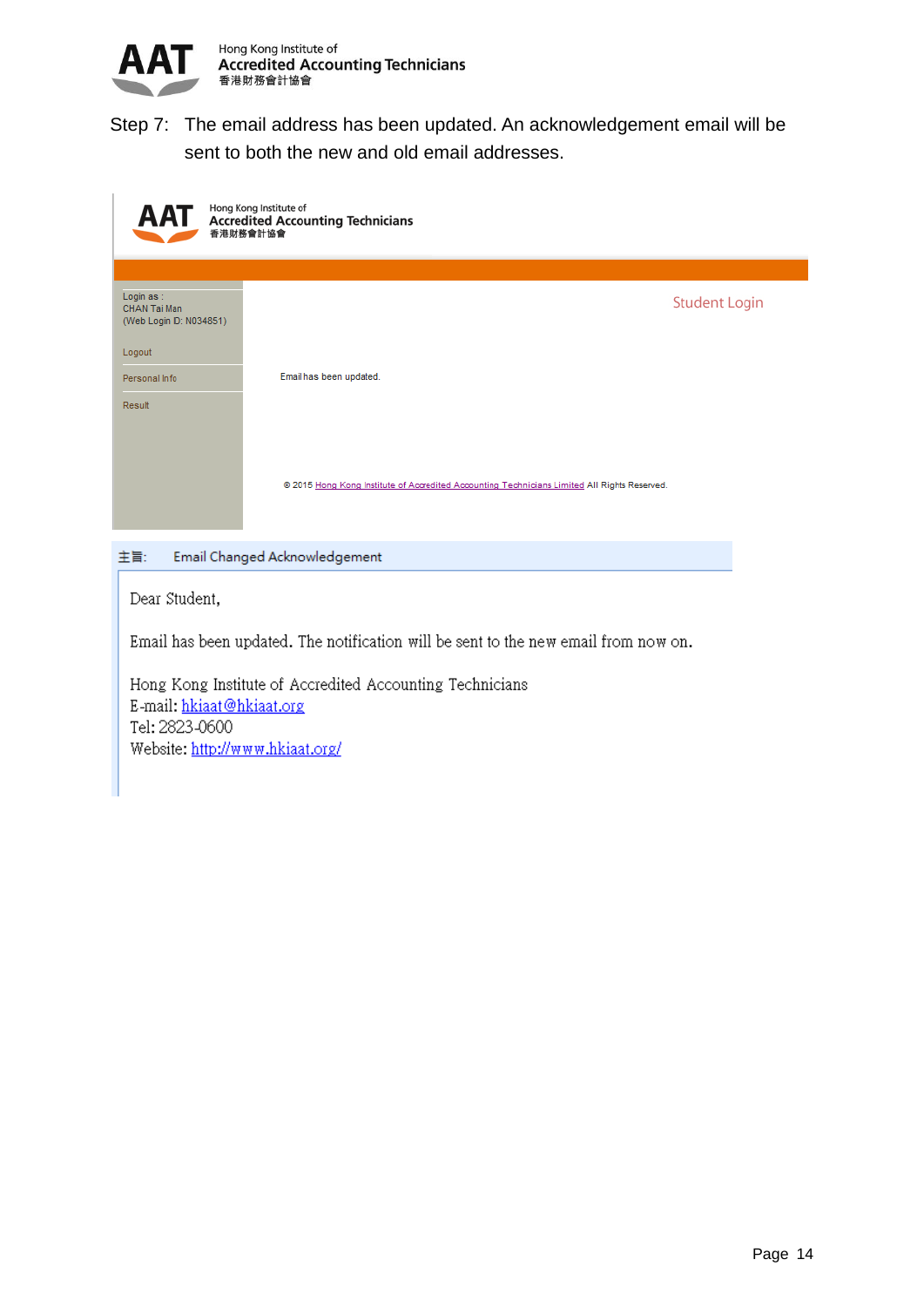Step 7: The email address has been updated. An acknowledgement email will be sent to both the new and old email addresses.

Login as :
CHAN Tai Man
(Web Login ID: N034851)

Logout

Personal Info

Result

Student Login

Email has been updated.

© 2015 Hong Kong Institute of Accredited Accounting Technicians Limited All Rights Reserved.

主旨: Email Changed Acknowledgement

Dear Student,

Email has been updated. The notification will be sent to the new email from now on.

Hong Kong Institute of Accredited Accounting Technicians
E-mail: hkiaat@hkiaat.org
Tel: 2823-0600
Website: http://www.hkiaat.org/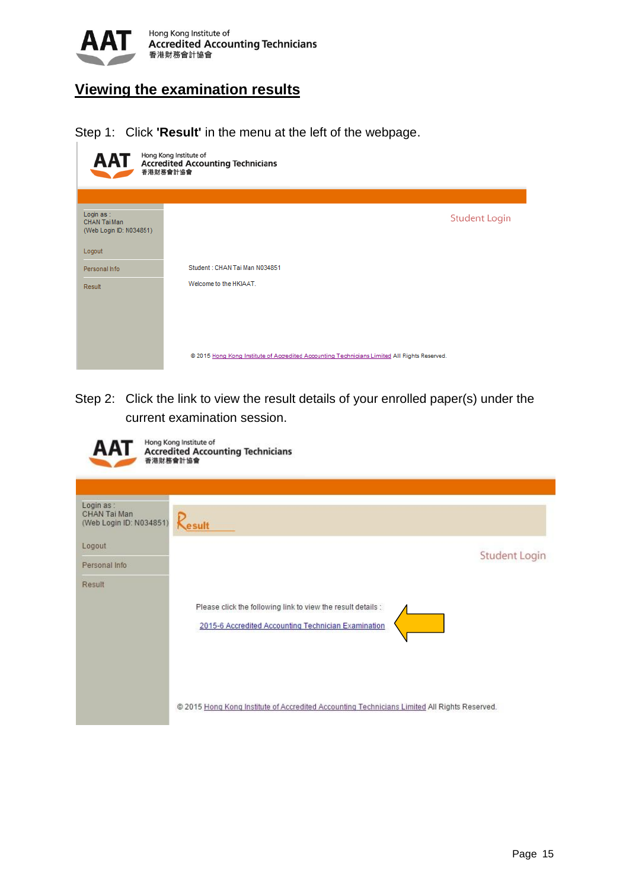## Viewing the examination results

Step 1: Click **'Result'** in the menu at the left of the webpage.

Login as :
CHAN Tai Man
(Web Login ID: N034851)

Logout

Personal Info

Result

Student Login

Student : CHAN Tai Man N034851

Welcome to the HKIAAT.

© 2015 Hong Kong Institute of Accredited Accounting Technicians Limited All Rights Reserved.

Step 2: Click the link to view the result details of your enrolled paper(s) under the current examination session.

Login as :
CHAN Tai Man
(Web Login ID: N034851)

Logout

Personal Info

Result

Result

Student Login

Please click the following link to view the result details :

2015-6 Accredited Accounting Technician Examination

© 2015 Hong Kong Institute of Accredited Accounting Technicians Limited All Rights Reserved.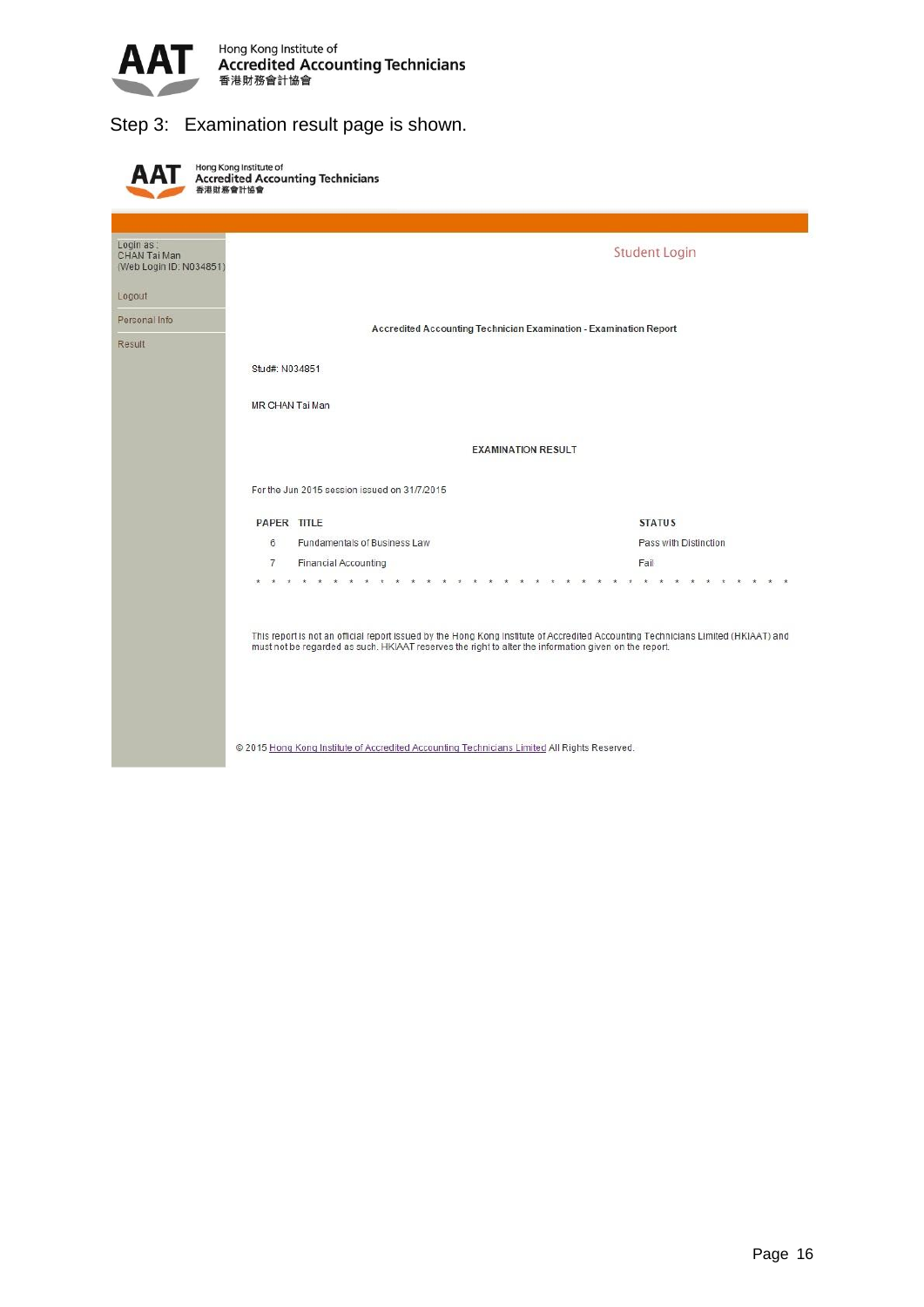Step 3: Examination result page is shown.

Hong Kong Institute of
Accredited Accounting Technicians
香港財務會計協會

Login as :
CHAN Tai Man
(Web Login ID: N034851)

Logout

Personal Info

Result

Student Login

Accredited Accounting Technician Examination - Examination Report

Stud#: N034851

MR CHAN Tai Man

EXAMINATION RESULT

For the Jun 2015 session issued on 31/7/2015

| PAPER | TITLE | STATUS |
|---|---|---|
| 6 | Fundamentals of Business Law | Pass with Distinction |
| 7 | Financial Accounting | Fail |

* * * * * * * * * * * * * * * * * * * * * * * * * * * * * * * * * * *

This report is not an official report issued by the Hong Kong Institute of Accredited Accounting Technicians Limited (HKIAAT) and must not be regarded as such. HKIAAT reserves the right to alter the information given on the report.

© 2015 Hong Kong Institute of Accredited Accounting Technicians Limited All Rights Reserved.